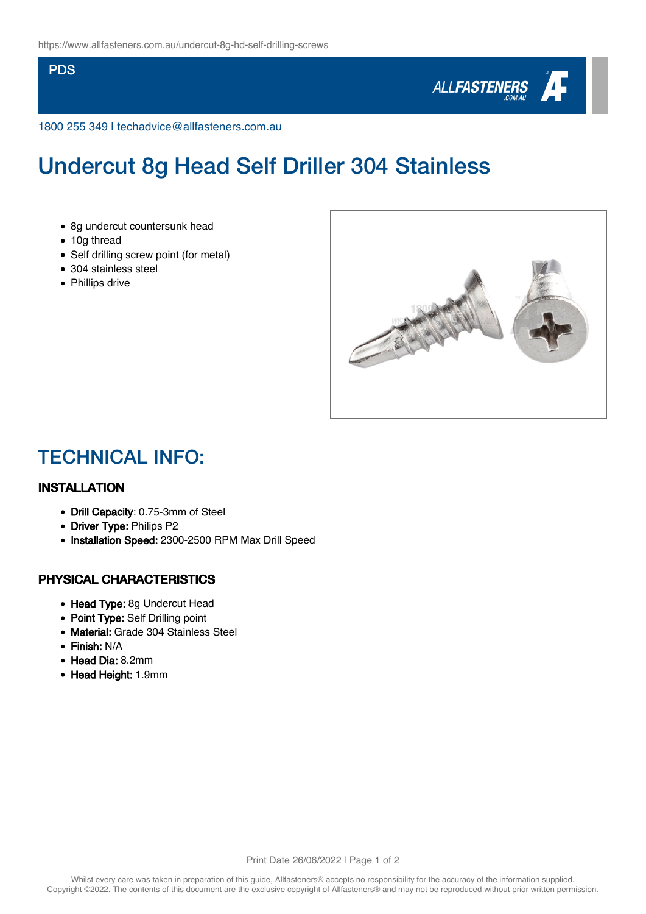https://www.allfasteners.com.au/undercut-8g-hd-self-drilling-screws

PDS

1800 255 349 | techadvice@allfasteners.com.au

# Undercut 8g Head Self Driller 304 Stainless

- 8g undercut countersunk head
- 10g thread
- Self drilling screw point (for metal)
- 304 stainless steel
- Phillips drive

## TECHNICAL INFO:

### INSTALLATION

- **Drill Capacity**: 0.75-3mm of Steel
- **Driver Type:** Philips P2
- **Installation Speed:** 2300-2500 RPM Max Drill Speed

### PHYSICAL CHARACTERISTICS

- **Head Type:** 8g Undercut Head
- **Point Type:** Self Drilling point
- **Material:** Grade 304 Stainless Steel
- **Finish:** N/A
- **Head Dia:** 8.2mm
- **Head Height:** 1.9mm

Print Date 26/06/2022

Whilst every care was taken in preparation of this guide, Allfasteners® accepts no responsibility for the accuracy of the information supplied. Copyright ©2022. The contents of this document are the exclusive copyright of Allfasteners® and may not be reproduced without prior written permission.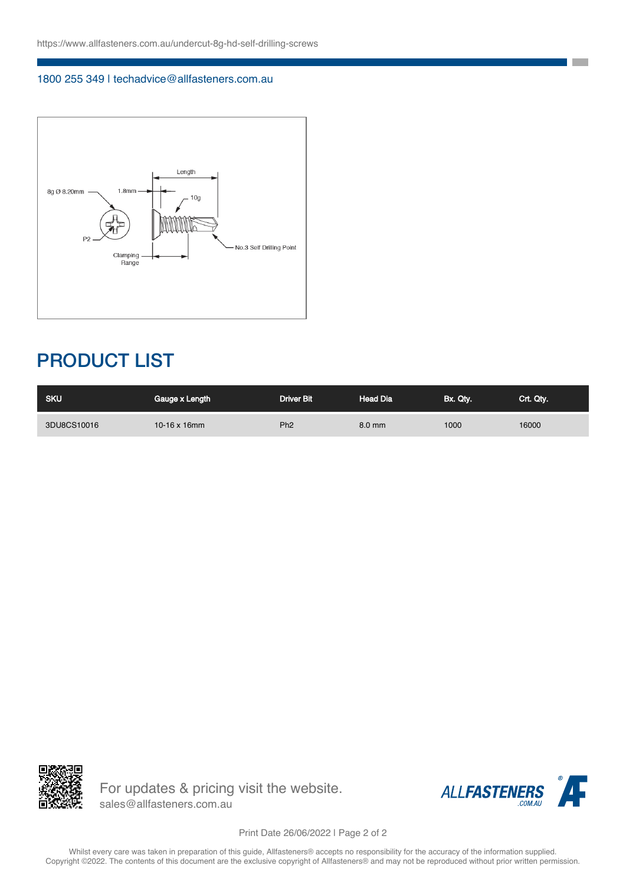https://www.allfasteners.com.au/undercut-8g-hd-self-drilling-screws

1800 255 349 | techadvice@allfasteners.com.au

8g Ø 8.20mm

1.8mm

Length

10g

P2

Clamping Range

No.3 Self Drilling Point

## PRODUCT LIST

| SKU | Gauge x Length | Driver Bit | Head Dia | Bx. Qty. | Crt. Qty. |
|---|---|---|---|---|---|
| 3DU8CS10016 | 10-16 x 16mm | Ph2 | 8.0 mm | 1000 | 16000 |

For updates & pricing visit the website.
sales@allfasteners.com.au

Print Date 26/06/2022

Whilst every care was taken in preparation of this guide, Allfasteners® accepts no responsibility for the accuracy of the information supplied. Copyright ©2022. The contents of this document are the exclusive copyright of Allfasteners® and may not be reproduced without prior written permission.